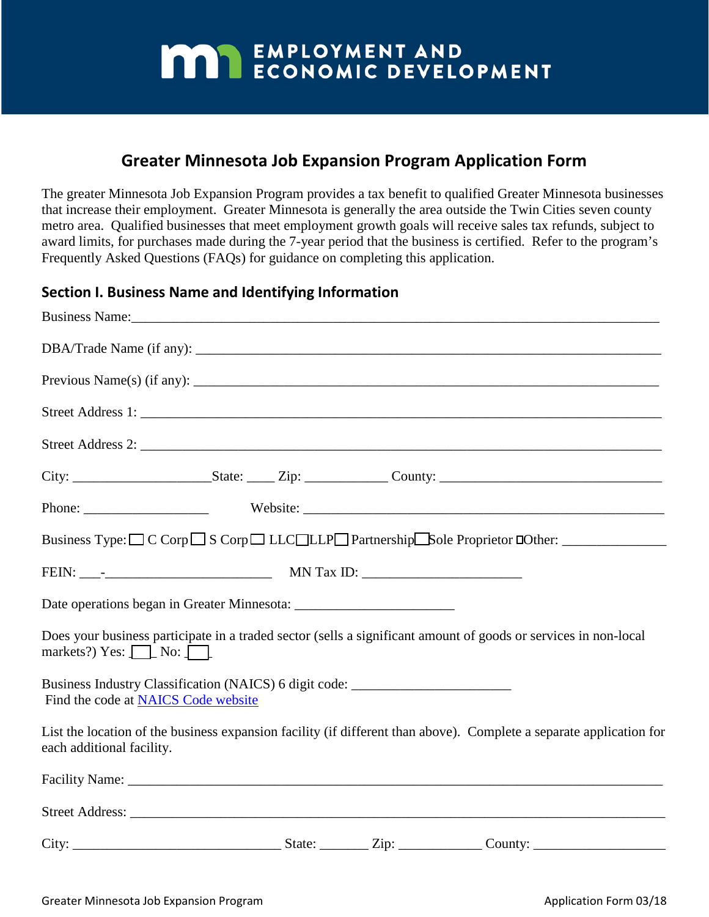EMPLOYMENT AND ECONOMIC DEVELOPMENT

# Greater Minnesota Job Expansion Program Application Form

The greater Minnesota Job Expansion Program provides a tax benefit to qualified Greater Minnesota businesses that increase their employment. Greater Minnesota is generally the area outside the Twin Cities seven county metro area. Qualified businesses that meet employment growth goals will receive sales tax refunds, subject to award limits, for purchases made during the 7-year period that the business is certified. Refer to the program's Frequently Asked Questions (FAQs) for guidance on completing this application.

## Section I. Business Name and Identifying Information

Business Name:\_\_\_\_\_\_\_\_\_\_\_\_\_\_\_\_\_\_\_\_\_\_\_\_\_\_\_\_\_\_\_\_\_\_\_\_\_\_\_\_\_\_\_\_\_\_\_\_\_\_\_\_\_\_\_\_\_\_\_\_\_\_\_\_\_\_\_\_\_\_\_\_\_\_\_\_

DBA/Trade Name (if any): \_\_\_\_\_\_\_\_\_\_\_\_\_\_\_\_\_\_\_\_\_\_\_\_\_\_\_\_\_\_\_\_\_\_\_\_\_\_\_\_\_\_\_\_\_\_\_\_\_\_\_\_\_\_\_\_\_\_\_\_\_\_\_\_

Previous Name(s) (if any): \_\_\_\_\_\_\_\_\_\_\_\_\_\_\_\_\_\_\_\_\_\_\_\_\_\_\_\_\_\_\_\_\_\_\_\_\_\_\_\_\_\_\_\_\_\_\_\_\_\_\_\_\_\_\_\_\_\_\_\_\_\_\_\_

Street Address 1: \_\_\_\_\_\_\_\_\_\_\_\_\_\_\_\_\_\_\_\_\_\_\_\_\_\_\_\_\_\_\_\_\_\_\_\_\_\_\_\_\_\_\_\_\_\_\_\_\_\_\_\_\_\_\_\_\_\_\_\_\_\_\_\_\_\_\_\_\_\_\_\_

Street Address 2: \_\_\_\_\_\_\_\_\_\_\_\_\_\_\_\_\_\_\_\_\_\_\_\_\_\_\_\_\_\_\_\_\_\_\_\_\_\_\_\_\_\_\_\_\_\_\_\_\_\_\_\_\_\_\_\_\_\_\_\_\_\_\_\_\_\_\_\_\_\_\_\_

City: \_\_\_\_\_\_\_\_\_\_\_\_\_\_\_\_\_\_\_\_State: \_\_\_\_ Zip: \_\_\_\_\_\_\_\_\_\_\_\_ County: \_\_\_\_\_\_\_\_\_\_\_\_\_\_\_\_\_\_\_\_\_\_\_\_\_\_\_\_\_\_\_\_

Phone: \_\_\_\_\_\_\_\_\_\_\_\_\_\_\_\_\_\_ Website: \_\_\_\_\_\_\_\_\_\_\_\_\_\_\_\_\_\_\_\_\_\_\_\_\_\_\_\_\_\_\_\_\_\_\_\_\_\_\_\_\_\_\_\_\_\_\_\_\_\_

Business Type: ☐ C Corp ☐ S Corp ☐ LLC ☐ LLP ☐ Partnership ☐ Sole Proprietor ☐ Other: \_\_\_\_\_\_\_\_\_\_\_\_\_\_\_

FEIN: \_\_\_-\_\_\_\_\_\_\_\_\_\_\_\_\_\_\_\_\_\_\_\_\_\_\_\_ MN Tax ID: \_\_\_\_\_\_\_\_\_\_\_\_\_\_\_\_\_\_\_\_\_\_\_

Date operations began in Greater Minnesota: \_\_\_\_\_\_\_\_\_\_\_\_\_\_\_\_\_\_\_\_\_\_\_

Does your business participate in a traded sector (sells a significant amount of goods or services in non-local markets?) Yes: ☐ No: ☐

Business Industry Classification (NAICS) 6 digit code: \_\_\_\_\_\_\_\_\_\_\_\_\_\_\_\_\_\_\_\_\_\_\_
Find the code at [NAICS Code website]

List the location of the business expansion facility (if different than above). Complete a separate application for each additional facility.

Facility Name: \_\_\_\_\_\_\_\_\_\_\_\_\_\_\_\_\_\_\_\_\_\_\_\_\_\_\_\_\_\_\_\_\_\_\_\_\_\_\_\_\_\_\_\_\_\_\_\_\_\_\_\_\_\_\_\_\_\_\_\_\_\_\_\_\_\_\_\_\_\_\_\_\_\_

Street Address: \_\_\_\_\_\_\_\_\_\_\_\_\_\_\_\_\_\_\_\_\_\_\_\_\_\_\_\_\_\_\_\_\_\_\_\_\_\_\_\_\_\_\_\_\_\_\_\_\_\_\_\_\_\_\_\_\_\_\_\_\_\_\_\_\_\_\_\_\_\_\_\_\_\_

City: \_\_\_\_\_\_\_\_\_\_\_\_\_\_\_\_\_\_\_\_\_\_\_\_\_\_\_\_\_\_ State: \_\_\_\_\_\_\_ Zip: \_\_\_\_\_\_\_\_\_\_\_\_ County: \_\_\_\_\_\_\_\_\_\_\_\_\_\_\_\_\_\_\_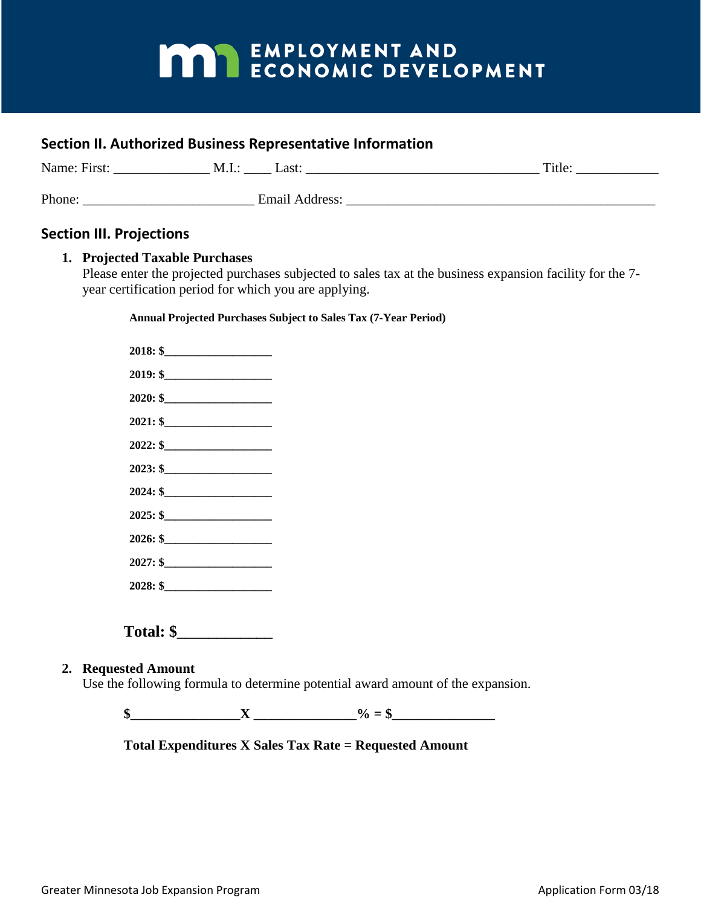EMPLOYMENT AND ECONOMIC DEVELOPMENT

## Section II. Authorized Business Representative Information

Name: First: ______________ M.I.: ____ Last: __________________________________ Title: ____________

Phone: _________________________ Email Address: _____________________________________________

## Section III. Projections

1. **Projected Taxable Purchases**
   Please enter the projected purchases subjected to sales tax at the business expansion facility for the 7-year certification period for which you are applying.

**Annual Projected Purchases Subject to Sales Tax (7-Year Period)**

**2018: $__________________**

**2019: $__________________**

**2020: $__________________**

**2021: $__________________**

**2022: $__________________**

**2023: $__________________**

**2024: $__________________**

**2025: $__________________**

**2026: $__________________**

**2027: $__________________**

**2028: $__________________**

**Total: $____________**

2. **Requested Amount**
   Use the following formula to determine potential award amount of the expansion.

**$________________X _______________% = $_______________**

**Total Expenditures X Sales Tax Rate = Requested Amount**

Greater Minnesota Job Expansion Program Application Form 03/18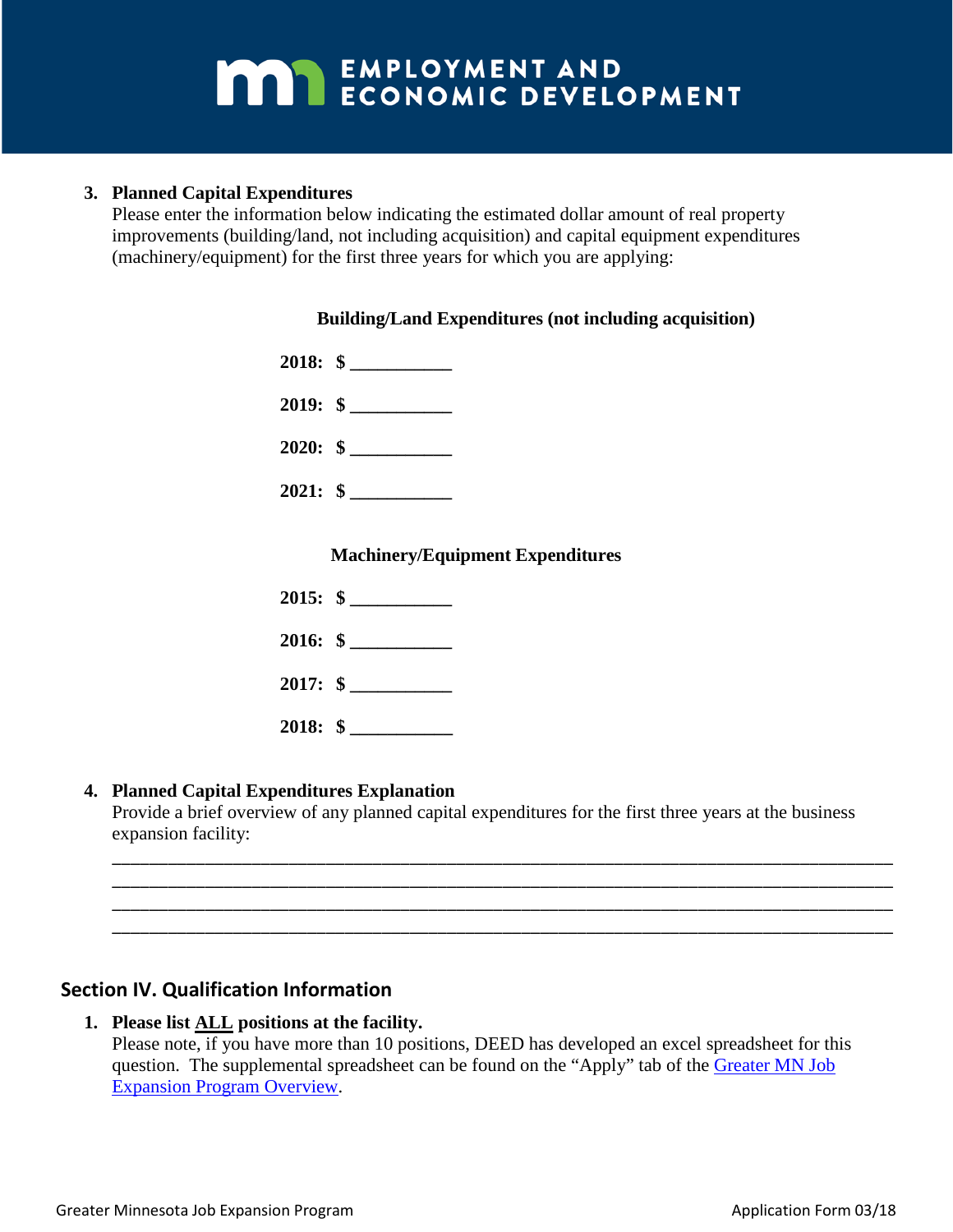3. **Planned Capital Expenditures**
   Please enter the information below indicating the estimated dollar amount of real property improvements (building/land, not including acquisition) and capital equipment expenditures (machinery/equipment) for the first three years for which you are applying:

**Building/Land Expenditures (not including acquisition)**

**2018: $** ___________

**2019: $** ___________

**2020: $** ___________

**2021: $** ___________

**Machinery/Equipment Expenditures**

**2015: $** ___________

**2016: $** ___________

**2017: $** ___________

**2018: $** ___________

4. **Planned Capital Expenditures Explanation**
   Provide a brief overview of any planned capital expenditures for the first three years at the business expansion facility:
   ______________________________________________________________________________
   ______________________________________________________________________________
   ______________________________________________________________________________
   ______________________________________________________________________________

## Section IV. Qualification Information

1. **Please list ALL positions at the facility.**
   Please note, if you have more than 10 positions, DEED has developed an excel spreadsheet for this question. The supplemental spreadsheet can be found on the "Apply" tab of the Greater MN Job Expansion Program Overview.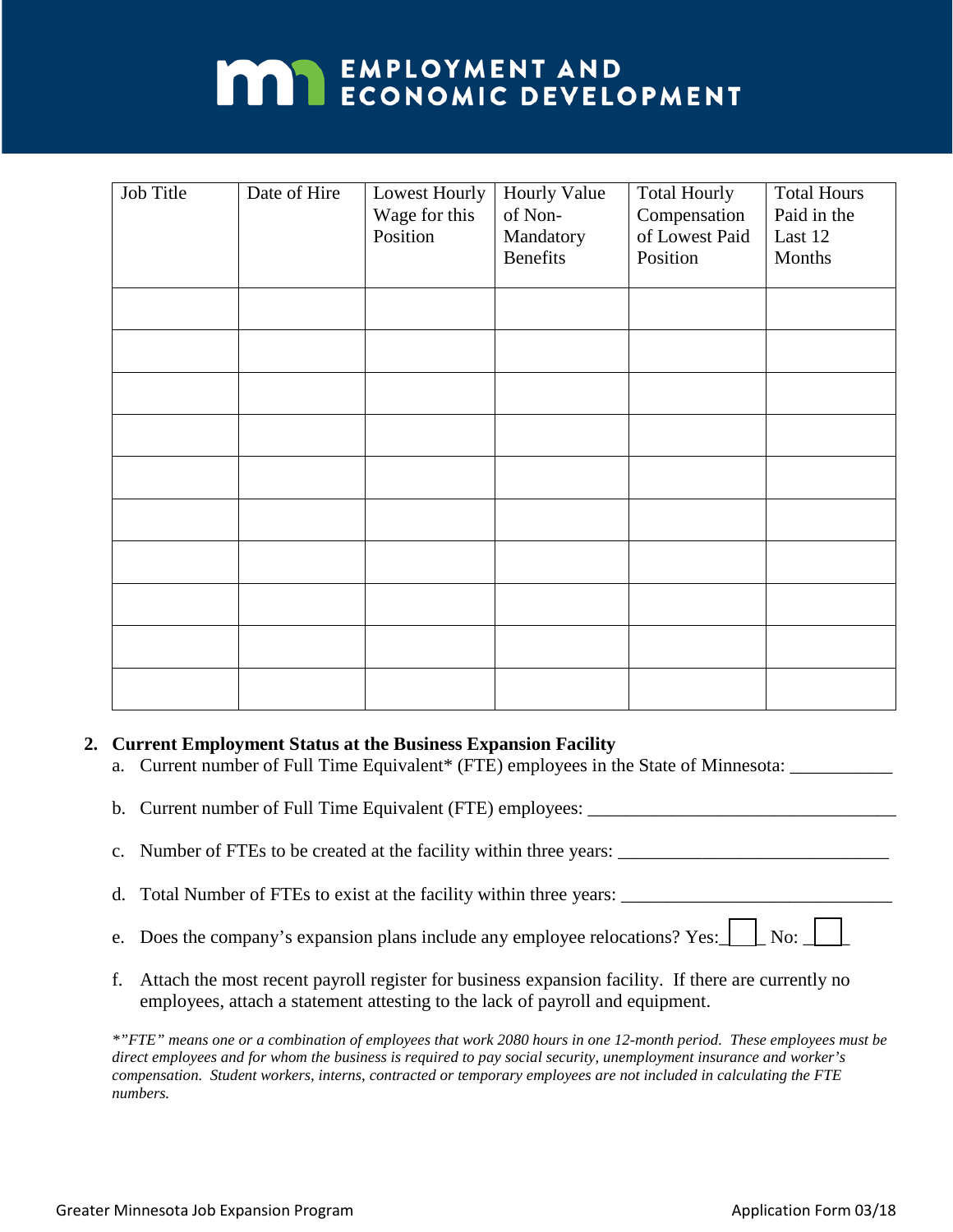| Job Title | Date of Hire | Lowest Hourly Wage for this Position | Hourly Value of Non-Mandatory Benefits | Total Hourly Compensation of Lowest Paid Position | Total Hours Paid in the Last 12 Months |
|---|---|---|---|---|---|
| | | | | | |
| | | | | | |
| | | | | | |
| | | | | | |
| | | | | | |
| | | | | | |
| | | | | | |
| | | | | | |
| | | | | | |
| | | | | | |

**2. Current Employment Status at the Business Expansion Facility**

a. Current number of Full Time Equivalent* (FTE) employees in the State of Minnesota: ___________

b. Current number of Full Time Equivalent (FTE) employees: __________________________________

c. Number of FTEs to be created at the facility within three years: ______________________________

d. Total Number of FTEs to exist at the facility within three years: ______________________________

e. Does the company's expansion plans include any employee relocations? Yes: ☐ No: ☐

f. Attach the most recent payroll register for business expansion facility. If there are currently no employees, attach a statement attesting to the lack of payroll and equipment.

*\*"FTE" means one or a combination of employees that work 2080 hours in one 12-month period. These employees must be direct employees and for whom the business is required to pay social security, unemployment insurance and worker's compensation. Student workers, interns, contracted or temporary employees are not included in calculating the FTE numbers.*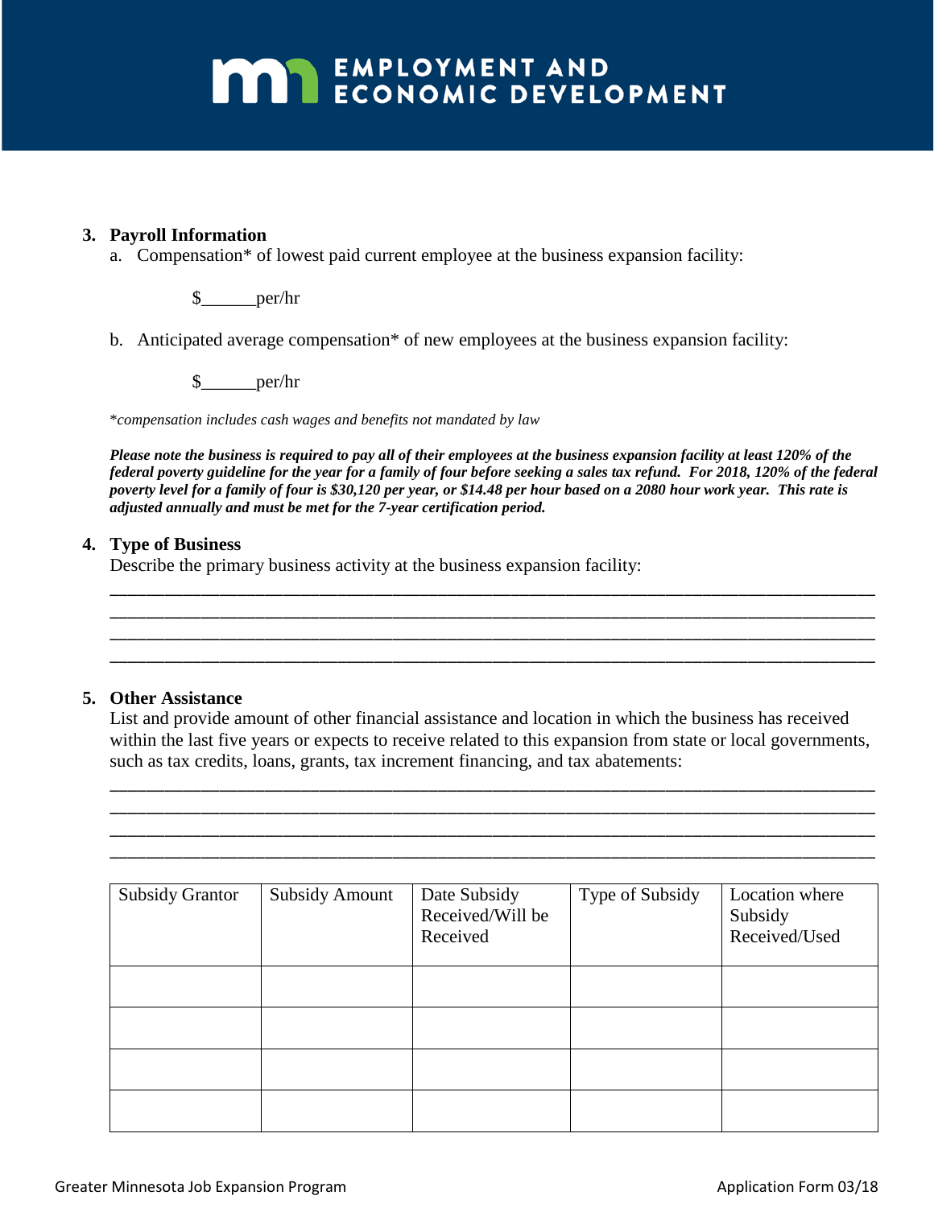**3. Payroll Information**

a. Compensation* of lowest paid current employee at the business expansion facility:

$______per/hr

b. Anticipated average compensation* of new employees at the business expansion facility:

$______per/hr

*\*compensation includes cash wages and benefits not mandated by law*

***Please note the business is required to pay all of their employees at the business expansion facility at least 120% of the federal poverty guideline for the year for a family of four before seeking a sales tax refund. For 2018, 120% of the federal poverty level for a family of four is $30,120 per year, or $14.48 per hour based on a 2080 hour work year. This rate is adjusted annually and must be met for the 7-year certification period.***

**4. Type of Business**

Describe the primary business activity at the business expansion facility:

________________________________________________________________________________
________________________________________________________________________________
________________________________________________________________________________
________________________________________________________________________________

**5. Other Assistance**

List and provide amount of other financial assistance and location in which the business has received within the last five years or expects to receive related to this expansion from state or local governments, such as tax credits, loans, grants, tax increment financing, and tax abatements:

________________________________________________________________________________
________________________________________________________________________________
________________________________________________________________________________
________________________________________________________________________________

| Subsidy Grantor | Subsidy Amount | Date Subsidy Received/Will be Received | Type of Subsidy | Location where Subsidy Received/Used |
|---|---|---|---|---|
| | | | | |
| | | | | |
| | | | | |
| | | | | |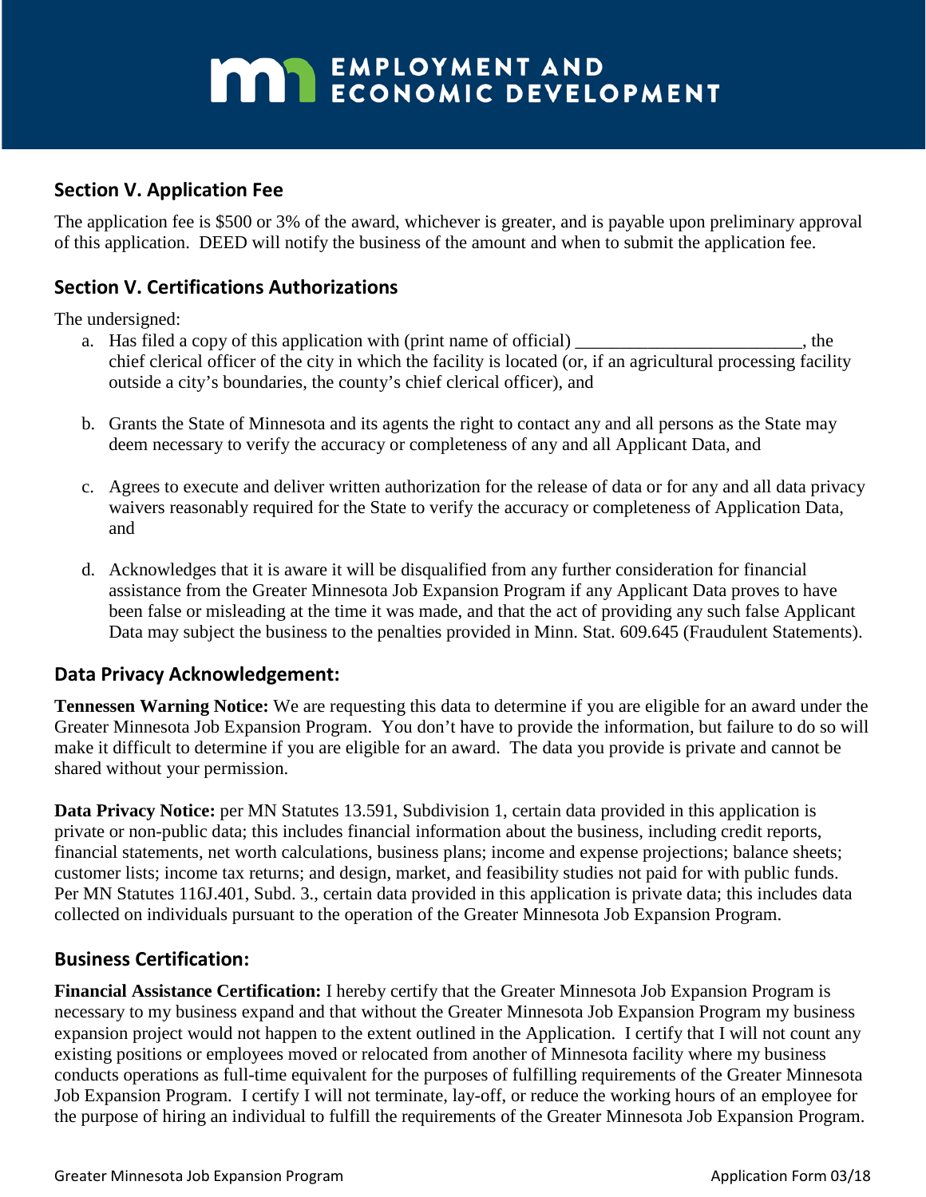## Section V. Application Fee

The application fee is $500 or 3% of the award, whichever is greater, and is payable upon preliminary approval of this application. DEED will notify the business of the amount and when to submit the application fee.

## Section V. Certifications Authorizations

The undersigned:

a. Has filed a copy of this application with (print name of official) ________________________, the chief clerical officer of the city in which the facility is located (or, if an agricultural processing facility outside a city's boundaries, the county's chief clerical officer), and

b. Grants the State of Minnesota and its agents the right to contact any and all persons as the State may deem necessary to verify the accuracy or completeness of any and all Applicant Data, and

c. Agrees to execute and deliver written authorization for the release of data or for any and all data privacy waivers reasonably required for the State to verify the accuracy or completeness of Application Data, and

d. Acknowledges that it is aware it will be disqualified from any further consideration for financial assistance from the Greater Minnesota Job Expansion Program if any Applicant Data proves to have been false or misleading at the time it was made, and that the act of providing any such false Applicant Data may subject the business to the penalties provided in Minn. Stat. 609.645 (Fraudulent Statements).

## Data Privacy Acknowledgement:

**Tennessen Warning Notice:** We are requesting this data to determine if you are eligible for an award under the Greater Minnesota Job Expansion Program. You don't have to provide the information, but failure to do so will make it difficult to determine if you are eligible for an award. The data you provide is private and cannot be shared without your permission.

**Data Privacy Notice:** per MN Statutes 13.591, Subdivision 1, certain data provided in this application is private or non-public data; this includes financial information about the business, including credit reports, financial statements, net worth calculations, business plans; income and expense projections; balance sheets; customer lists; income tax returns; and design, market, and feasibility studies not paid for with public funds. Per MN Statutes 116J.401, Subd. 3., certain data provided in this application is private data; this includes data collected on individuals pursuant to the operation of the Greater Minnesota Job Expansion Program.

## Business Certification:

**Financial Assistance Certification:** I hereby certify that the Greater Minnesota Job Expansion Program is necessary to my business expand and that without the Greater Minnesota Job Expansion Program my business expansion project would not happen to the extent outlined in the Application. I certify that I will not count any existing positions or employees moved or relocated from another of Minnesota facility where my business conducts operations as full-time equivalent for the purposes of fulfilling requirements of the Greater Minnesota Job Expansion Program. I certify I will not terminate, lay-off, or reduce the working hours of an employee for the purpose of hiring an individual to fulfill the requirements of the Greater Minnesota Job Expansion Program.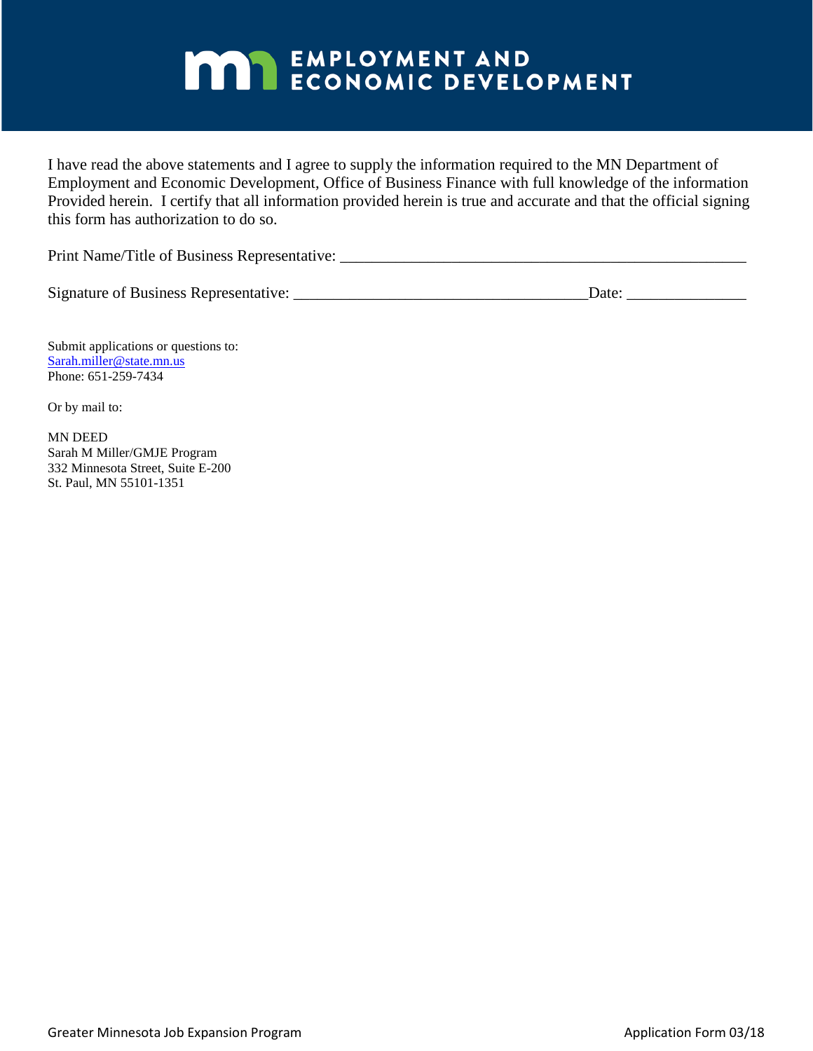EMPLOYMENT AND ECONOMIC DEVELOPMENT

I have read the above statements and I agree to supply the information required to the MN Department of Employment and Economic Development, Office of Business Finance with full knowledge of the information Provided herein. I certify that all information provided herein is true and accurate and that the official signing this form has authorization to do so.

Print Name/Title of Business Representative: ___________________________________________________

Signature of Business Representative: _____________________________________Date: _______________

Submit applications or questions to:
Sarah.miller@state.mn.us
Phone: 651-259-7434

Or by mail to:

MN DEED
Sarah M Miller/GMJE Program
332 Minnesota Street, Suite E-200
St. Paul, MN 55101-1351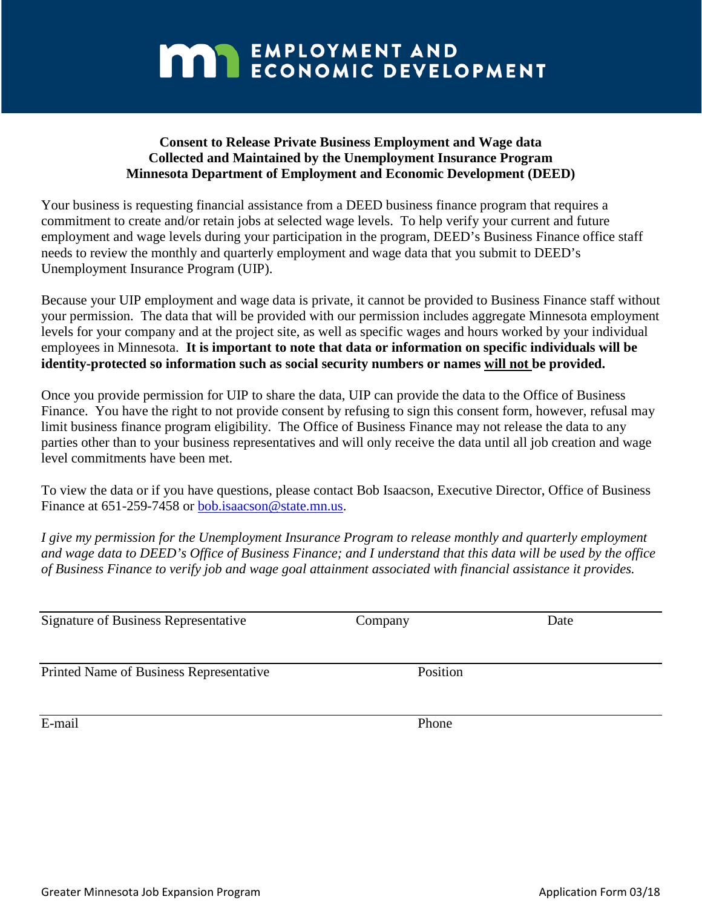EMPLOYMENT AND ECONOMIC DEVELOPMENT

**Consent to Release Private Business Employment and Wage data**
**Collected and Maintained by the Unemployment Insurance Program**
**Minnesota Department of Employment and Economic Development (DEED)**

Your business is requesting financial assistance from a DEED business finance program that requires a commitment to create and/or retain jobs at selected wage levels. To help verify your current and future employment and wage levels during your participation in the program, DEED's Business Finance office staff needs to review the monthly and quarterly employment and wage data that you submit to DEED's Unemployment Insurance Program (UIP).

Because your UIP employment and wage data is private, it cannot be provided to Business Finance staff without your permission. The data that will be provided with our permission includes aggregate Minnesota employment levels for your company and at the project site, as well as specific wages and hours worked by your individual employees in Minnesota. **It is important to note that data or information on specific individuals will be identity-protected so information such as social security numbers or names will not be provided.**

Once you provide permission for UIP to share the data, UIP can provide the data to the Office of Business Finance. You have the right to not provide consent by refusing to sign this consent form, however, refusal may limit business finance program eligibility. The Office of Business Finance may not release the data to any parties other than to your business representatives and will only receive the data until all job creation and wage level commitments have been met.

To view the data or if you have questions, please contact Bob Isaacson, Executive Director, Office of Business Finance at 651-259-7458 or bob.isaacson@state.mn.us.

*I give my permission for the Unemployment Insurance Program to release monthly and quarterly employment and wage data to DEED's Office of Business Finance; and I understand that this data will be used by the office of Business Finance to verify job and wage goal attainment associated with financial assistance it provides.*

Signature of Business Representative | Company | Date

Printed Name of Business Representative | Position

E-mail | Phone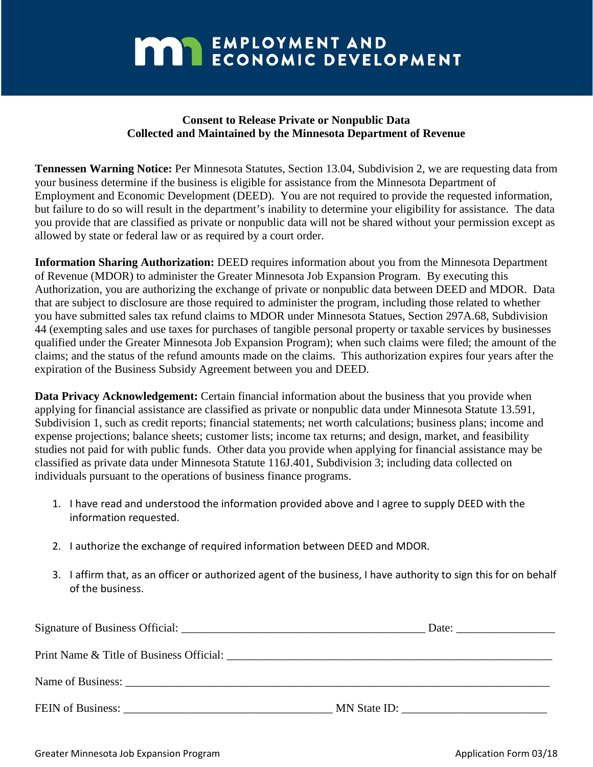# EMPLOYMENT AND ECONOMIC DEVELOPMENT

**Consent to Release Private or Nonpublic Data**
**Collected and Maintained by the Minnesota Department of Revenue**

**Tennessen Warning Notice:** Per Minnesota Statutes, Section 13.04, Subdivision 2, we are requesting data from your business determine if the business is eligible for assistance from the Minnesota Department of Employment and Economic Development (DEED). You are not required to provide the requested information, but failure to do so will result in the department's inability to determine your eligibility for assistance. The data you provide that are classified as private or nonpublic data will not be shared without your permission except as allowed by state or federal law or as required by a court order.

**Information Sharing Authorization:** DEED requires information about you from the Minnesota Department of Revenue (MDOR) to administer the Greater Minnesota Job Expansion Program. By executing this Authorization, you are authorizing the exchange of private or nonpublic data between DEED and MDOR. Data that are subject to disclosure are those required to administer the program, including those related to whether you have submitted sales tax refund claims to MDOR under Minnesota Statues, Section 297A.68, Subdivision 44 (exempting sales and use taxes for purchases of tangible personal property or taxable services by businesses qualified under the Greater Minnesota Job Expansion Program); when such claims were filed; the amount of the claims; and the status of the refund amounts made on the claims. This authorization expires four years after the expiration of the Business Subsidy Agreement between you and DEED.

**Data Privacy Acknowledgement:** Certain financial information about the business that you provide when applying for financial assistance are classified as private or nonpublic data under Minnesota Statute 13.591, Subdivision 1, such as credit reports; financial statements; net worth calculations; business plans; income and expense projections; balance sheets; customer lists; income tax returns; and design, market, and feasibility studies not paid for with public funds. Other data you provide when applying for financial assistance may be classified as private data under Minnesota Statute 116J.401, Subdivision 3; including data collected on individuals pursuant to the operations of business finance programs.

1. I have read and understood the information provided above and I agree to supply DEED with the information requested.
2. I authorize the exchange of required information between DEED and MDOR.
3. I affirm that, as an officer or authorized agent of the business, I have authority to sign this for on behalf of the business.

Signature of Business Official: ___________________________________________ Date: _________________

Print Name & Title of Business Official: ___________________________________________________________

Name of Business: ___________________________________________________________________________

FEIN of Business: _____________________________________ MN State ID: _________________________

Greater Minnesota Job Expansion Program — Application Form 03/18